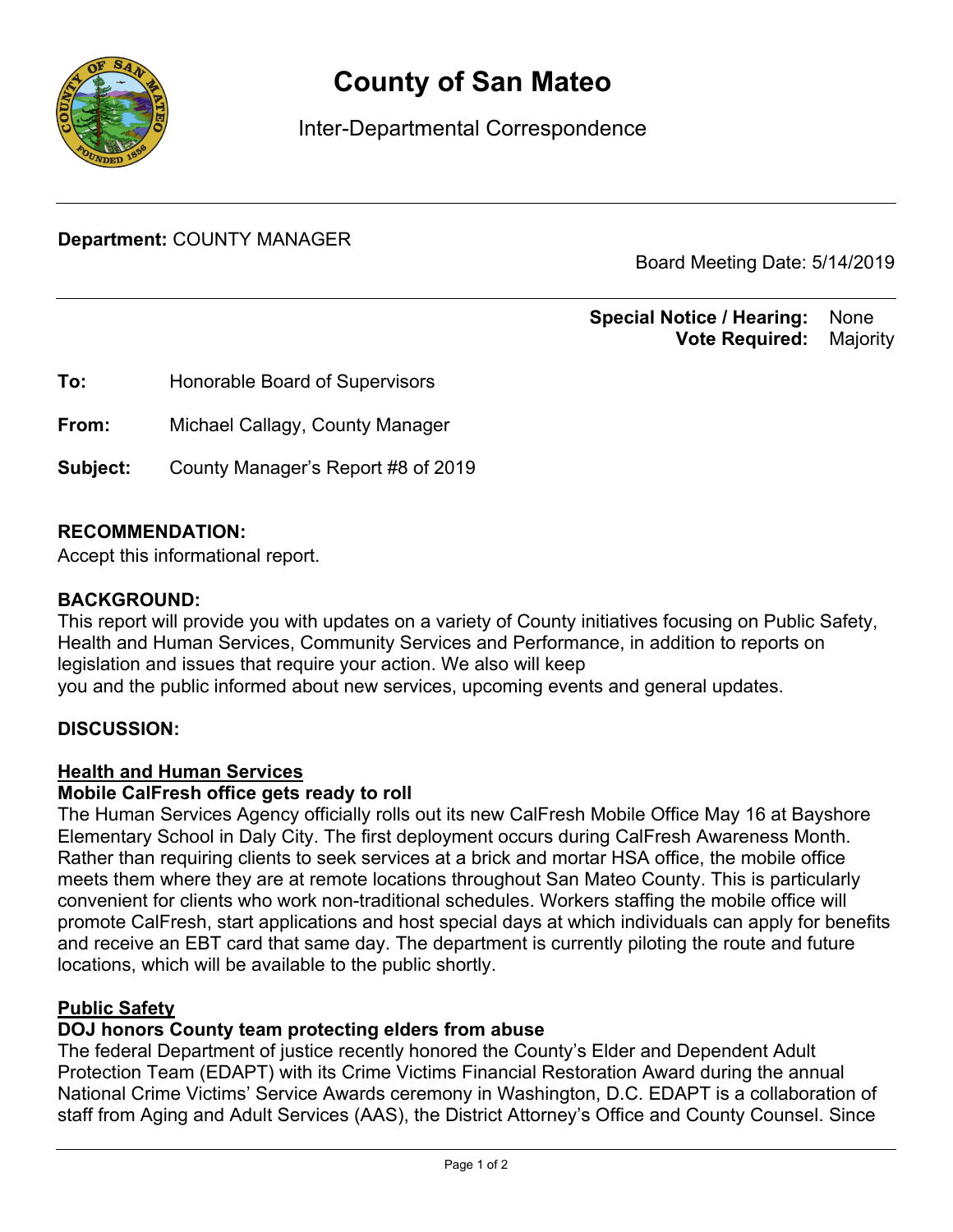# County of San Mateo

Inter-Departmental Correspondence

**Department:** COUNTY MANAGER

Board Meeting Date: 5/14/2019

**Special Notice / Hearing:** None
**Vote Required:** Majority

**To:** Honorable Board of Supervisors

**From:** Michael Callagy, County Manager

**Subject:** County Manager's Report #8 of 2019

**RECOMMENDATION:**
Accept this informational report.

**BACKGROUND:**
This report will provide you with updates on a variety of County initiatives focusing on Public Safety, Health and Human Services, Community Services and Performance, in addition to reports on legislation and issues that require your action. We also will keep you and the public informed about new services, upcoming events and general updates.

**DISCUSSION:**

**Health and Human Services**

**Mobile CalFresh office gets ready to roll**

The Human Services Agency officially rolls out its new CalFresh Mobile Office May 16 at Bayshore Elementary School in Daly City. The first deployment occurs during CalFresh Awareness Month. Rather than requiring clients to seek services at a brick and mortar HSA office, the mobile office meets them where they are at remote locations throughout San Mateo County. This is particularly convenient for clients who work non-traditional schedules. Workers staffing the mobile office will promote CalFresh, start applications and host special days at which individuals can apply for benefits and receive an EBT card that same day. The department is currently piloting the route and future locations, which will be available to the public shortly.

**Public Safety**

**DOJ honors County team protecting elders from abuse**

The federal Department of justice recently honored the County's Elder and Dependent Adult Protection Team (EDAPT) with its Crime Victims Financial Restoration Award during the annual National Crime Victims' Service Awards ceremony in Washington, D.C. EDAPT is a collaboration of staff from Aging and Adult Services (AAS), the District Attorney's Office and County Counsel. Since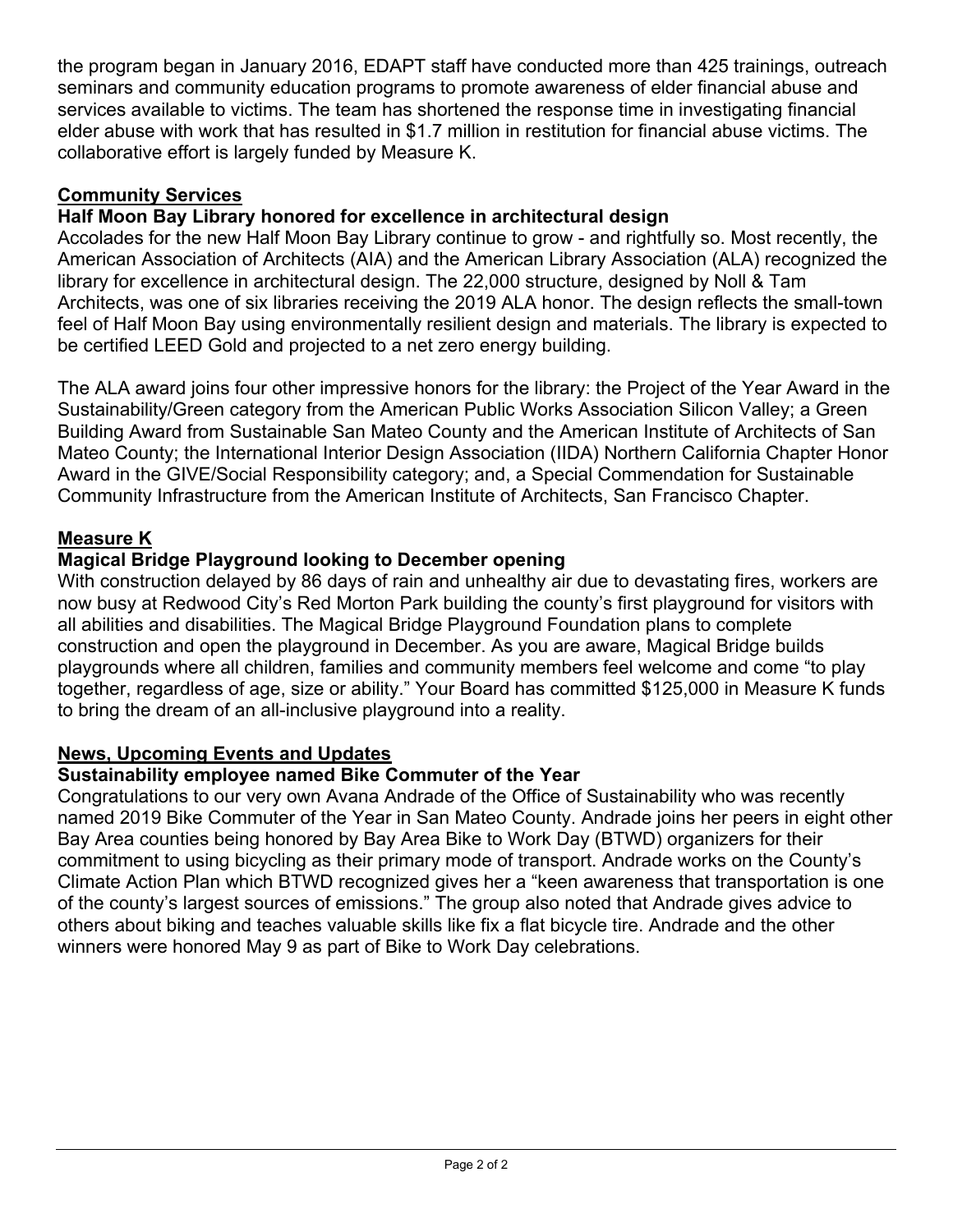the program began in January 2016, EDAPT staff have conducted more than 425 trainings, outreach seminars and community education programs to promote awareness of elder financial abuse and services available to victims. The team has shortened the response time in investigating financial elder abuse with work that has resulted in $1.7 million in restitution for financial abuse victims. The collaborative effort is largely funded by Measure K.

## Community Services

### Half Moon Bay Library honored for excellence in architectural design

Accolades for the new Half Moon Bay Library continue to grow - and rightfully so. Most recently, the American Association of Architects (AIA) and the American Library Association (ALA) recognized the library for excellence in architectural design. The 22,000 structure, designed by Noll & Tam Architects, was one of six libraries receiving the 2019 ALA honor. The design reflects the small-town feel of Half Moon Bay using environmentally resilient design and materials. The library is expected to be certified LEED Gold and projected to a net zero energy building.

The ALA award joins four other impressive honors for the library: the Project of the Year Award in the Sustainability/Green category from the American Public Works Association Silicon Valley; a Green Building Award from Sustainable San Mateo County and the American Institute of Architects of San Mateo County; the International Interior Design Association (IIDA) Northern California Chapter Honor Award in the GIVE/Social Responsibility category; and, a Special Commendation for Sustainable Community Infrastructure from the American Institute of Architects, San Francisco Chapter.

## Measure K

### Magical Bridge Playground looking to December opening

With construction delayed by 86 days of rain and unhealthy air due to devastating fires, workers are now busy at Redwood City's Red Morton Park building the county's first playground for visitors with all abilities and disabilities. The Magical Bridge Playground Foundation plans to complete construction and open the playground in December. As you are aware, Magical Bridge builds playgrounds where all children, families and community members feel welcome and come "to play together, regardless of age, size or ability." Your Board has committed $125,000 in Measure K funds to bring the dream of an all-inclusive playground into a reality.

## News, Upcoming Events and Updates

### Sustainability employee named Bike Commuter of the Year

Congratulations to our very own Avana Andrade of the Office of Sustainability who was recently named 2019 Bike Commuter of the Year in San Mateo County. Andrade joins her peers in eight other Bay Area counties being honored by Bay Area Bike to Work Day (BTWD) organizers for their commitment to using bicycling as their primary mode of transport. Andrade works on the County's Climate Action Plan which BTWD recognized gives her a "keen awareness that transportation is one of the county's largest sources of emissions." The group also noted that Andrade gives advice to others about biking and teaches valuable skills like fix a flat bicycle tire. Andrade and the other winners were honored May 9 as part of Bike to Work Day celebrations.